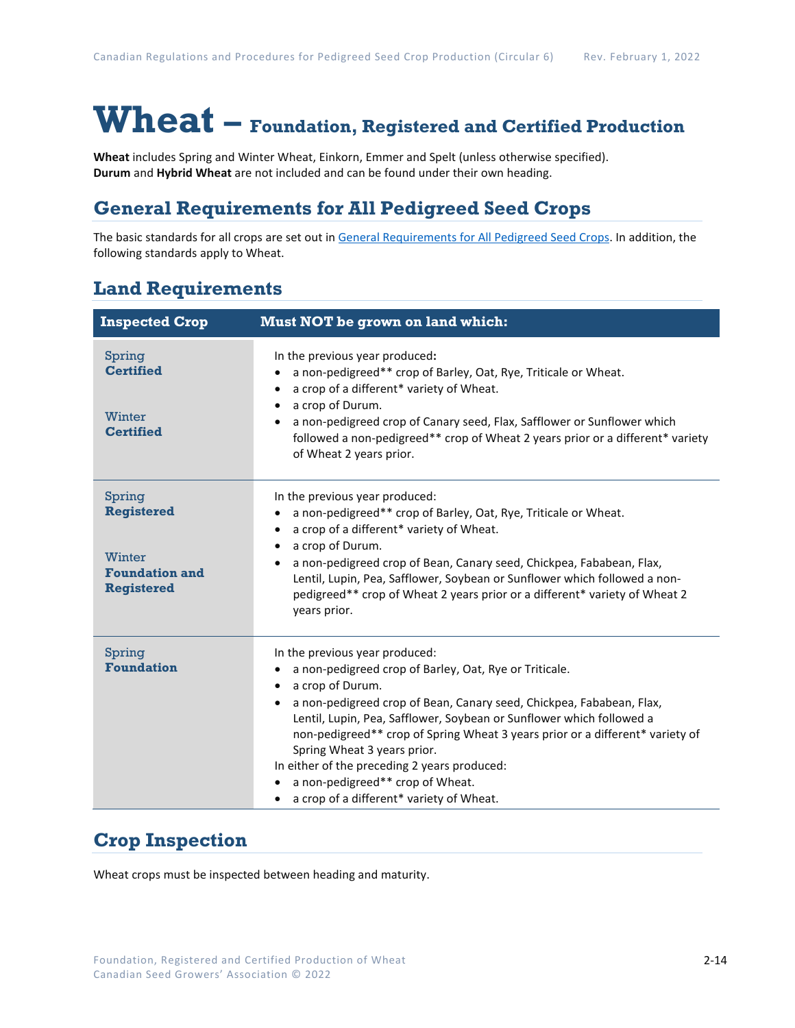# Wheat – Foundation, Registered and Certified Production

**Wheat** includes Spring and Winter Wheat, Einkorn, Emmer and Spelt (unless otherwise specified). **Durum** and **Hybrid Wheat** are not included and can be found under their own heading.

## General Requirements for All Pedigreed Seed Crops

The basic standards for all crops are set out in General Requirements for All Pedigreed Seed Crops. In addition, the following standards apply to Wheat.

## Land Requirements

| Inspected Crop | Must NOT be grown on land which: |
|---|---|
| Spring **Certified**<br><br>Winter **Certified** | In the previous year produced:<br>• a non-pedigreed** crop of Barley, Oat, Rye, Triticale or Wheat.<br>• a crop of a different* variety of Wheat.<br>• a crop of Durum.<br>• a non-pedigreed crop of Canary seed, Flax, Safflower or Sunflower which followed a non-pedigreed** crop of Wheat 2 years prior or a different* variety of Wheat 2 years prior. |
| Spring **Registered**<br><br>Winter **Foundation and Registered** | In the previous year produced:<br>• a non-pedigreed** crop of Barley, Oat, Rye, Triticale or Wheat.<br>• a crop of a different* variety of Wheat.<br>• a crop of Durum.<br>• a non-pedigreed crop of Bean, Canary seed, Chickpea, Fababean, Flax, Lentil, Lupin, Pea, Safflower, Soybean or Sunflower which followed a non-pedigreed** crop of Wheat 2 years prior or a different* variety of Wheat 2 years prior. |
| Spring **Foundation** | In the previous year produced:<br>• a non-pedigreed crop of Barley, Oat, Rye or Triticale.<br>• a crop of Durum.<br>• a non-pedigreed crop of Bean, Canary seed, Chickpea, Fababean, Flax, Lentil, Lupin, Pea, Safflower, Soybean or Sunflower which followed a non-pedigreed** crop of Spring Wheat 3 years prior or a different* variety of Spring Wheat 3 years prior.<br>In either of the preceding 2 years produced:<br>• a non-pedigreed** crop of Wheat.<br>• a crop of a different* variety of Wheat. |

## Crop Inspection

Wheat crops must be inspected between heading and maturity.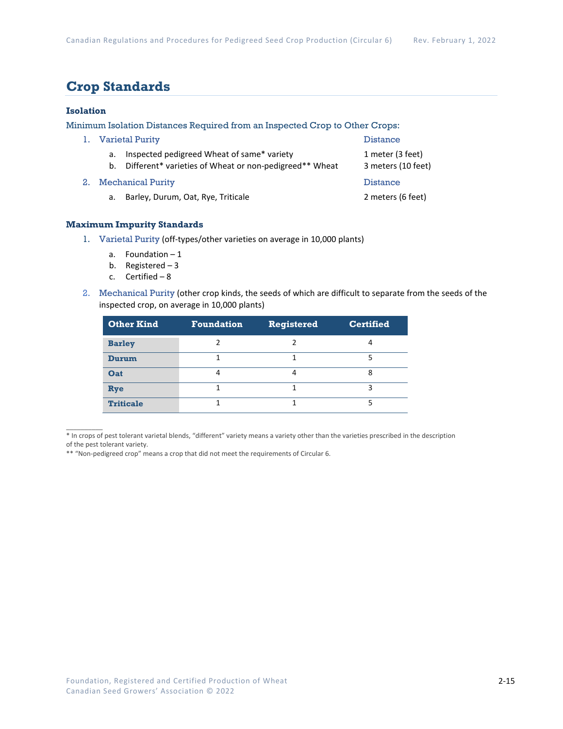## Crop Standards

### Isolation

Minimum Isolation Distances Required from an Inspected Crop to Other Crops:

1. Varietal Purity — Distance
   a. Inspected pedigreed Wheat of same* variety — 1 meter (3 feet)
   b. Different* varieties of Wheat or non-pedigreed** Wheat — 3 meters (10 feet)
2. Mechanical Purity — Distance
   a. Barley, Durum, Oat, Rye, Triticale — 2 meters (6 feet)

### Maximum Impurity Standards

1. Varietal Purity (off-types/other varieties on average in 10,000 plants)
   a. Foundation – 1
   b. Registered – 3
   c. Certified – 8
2. Mechanical Purity (other crop kinds, the seeds of which are difficult to separate from the seeds of the inspected crop, on average in 10,000 plants)

| Other Kind | Foundation | Registered | Certified |
|---|---|---|---|
| Barley | 2 | 2 | 4 |
| Durum | 1 | 1 | 5 |
| Oat | 4 | 4 | 8 |
| Rye | 1 | 1 | 3 |
| Triticale | 1 | 1 | 5 |

* In crops of pest tolerant varietal blends, "different" variety means a variety other than the varieties prescribed in the description of the pest tolerant variety.

** "Non-pedigreed crop" means a crop that did not meet the requirements of Circular 6.